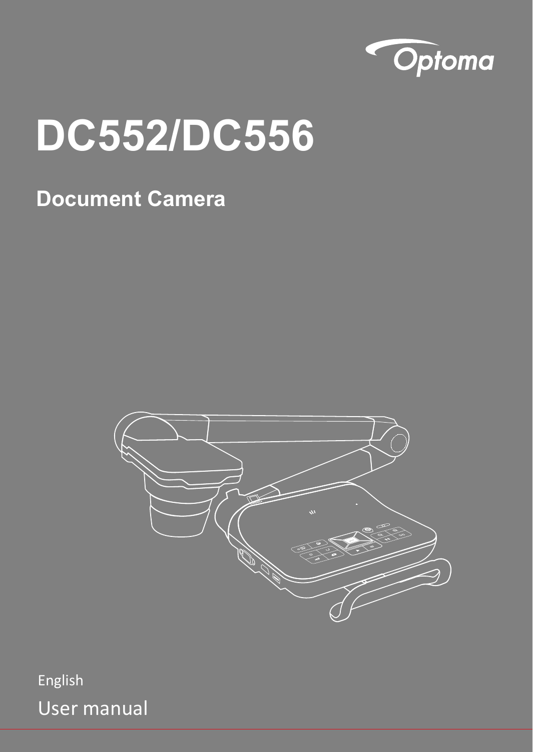Optoma

# DC552/DC556

## Document Camera

English

User manual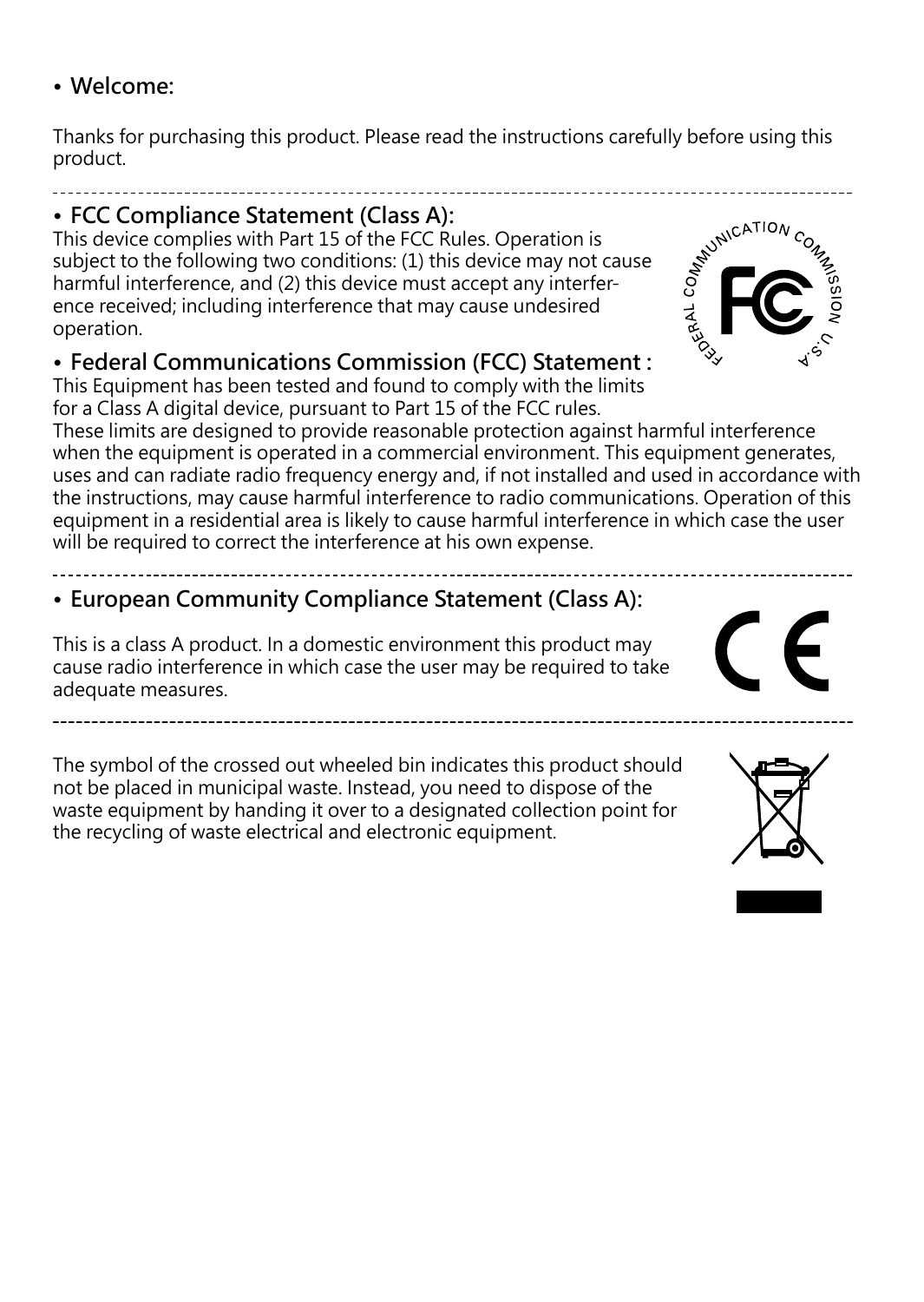- **Welcome:**

Thanks for purchasing this product. Please read the instructions carefully before using this product.

---

- **FCC Compliance Statement (Class A):**

This device complies with Part 15 of the FCC Rules. Operation is subject to the following two conditions: (1) this device may not cause harmful interference, and (2) this device must accept any interference received; including interference that may cause undesired operation.

- **Federal Communications Commission (FCC) Statement :**

This Equipment has been tested and found to comply with the limits for a Class A digital device, pursuant to Part 15 of the FCC rules. These limits are designed to provide reasonable protection against harmful interference when the equipment is operated in a commercial environment. This equipment generates, uses and can radiate radio frequency energy and, if not installed and used in accordance with the instructions, may cause harmful interference to radio communications. Operation of this equipment in a residential area is likely to cause harmful interference in which case the user will be required to correct the interference at his own expense.

---

- **European Community Compliance Statement (Class A):**

This is a class A product. In a domestic environment this product may cause radio interference in which case the user may be required to take adequate measures.

---

The symbol of the crossed out wheeled bin indicates this product should not be placed in municipal waste. Instead, you need to dispose of the waste equipment by handing it over to a designated collection point for the recycling of waste electrical and electronic equipment.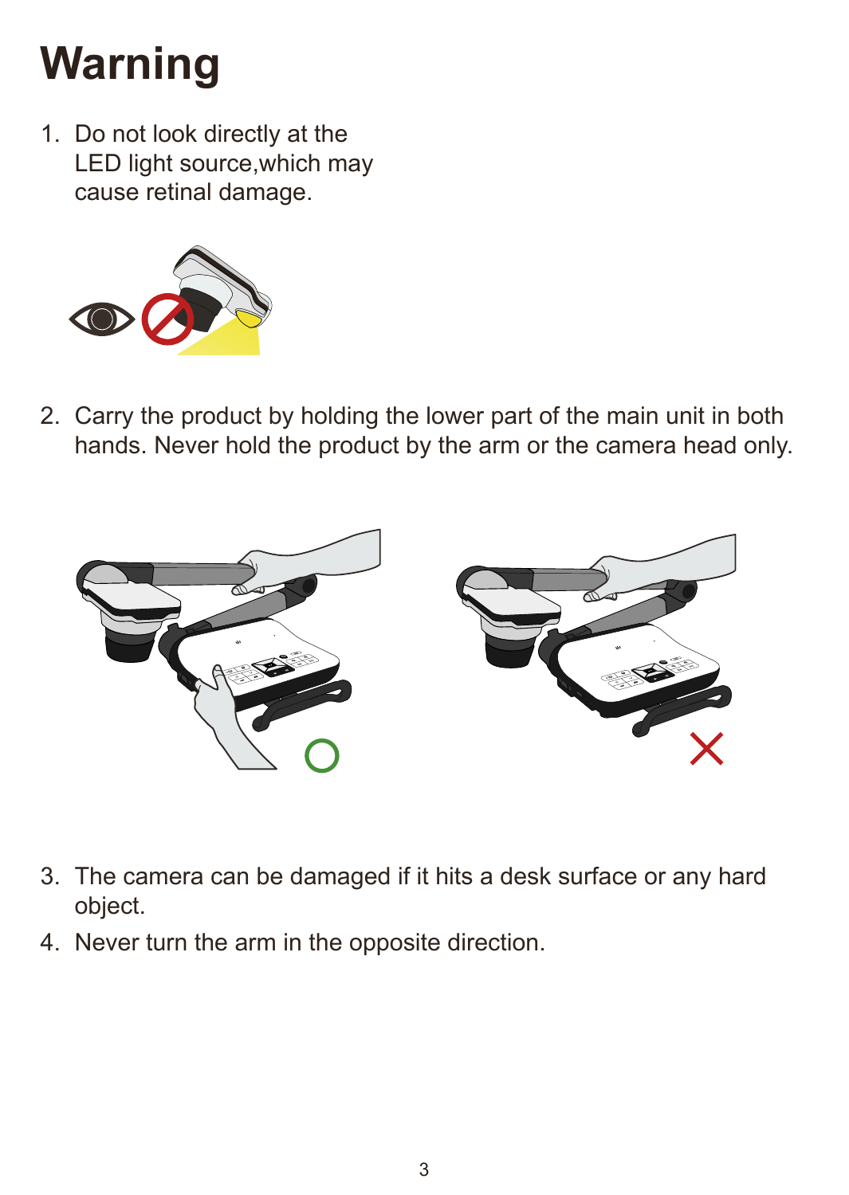# Warning

1. Do not look directly at the LED light source,which may cause retinal damage.

2. Carry the product by holding the lower part of the main unit in both hands. Never hold the product by the arm or the camera head only.

3. The camera can be damaged if it hits a desk surface or any hard object.
4. Never turn the arm in the opposite direction.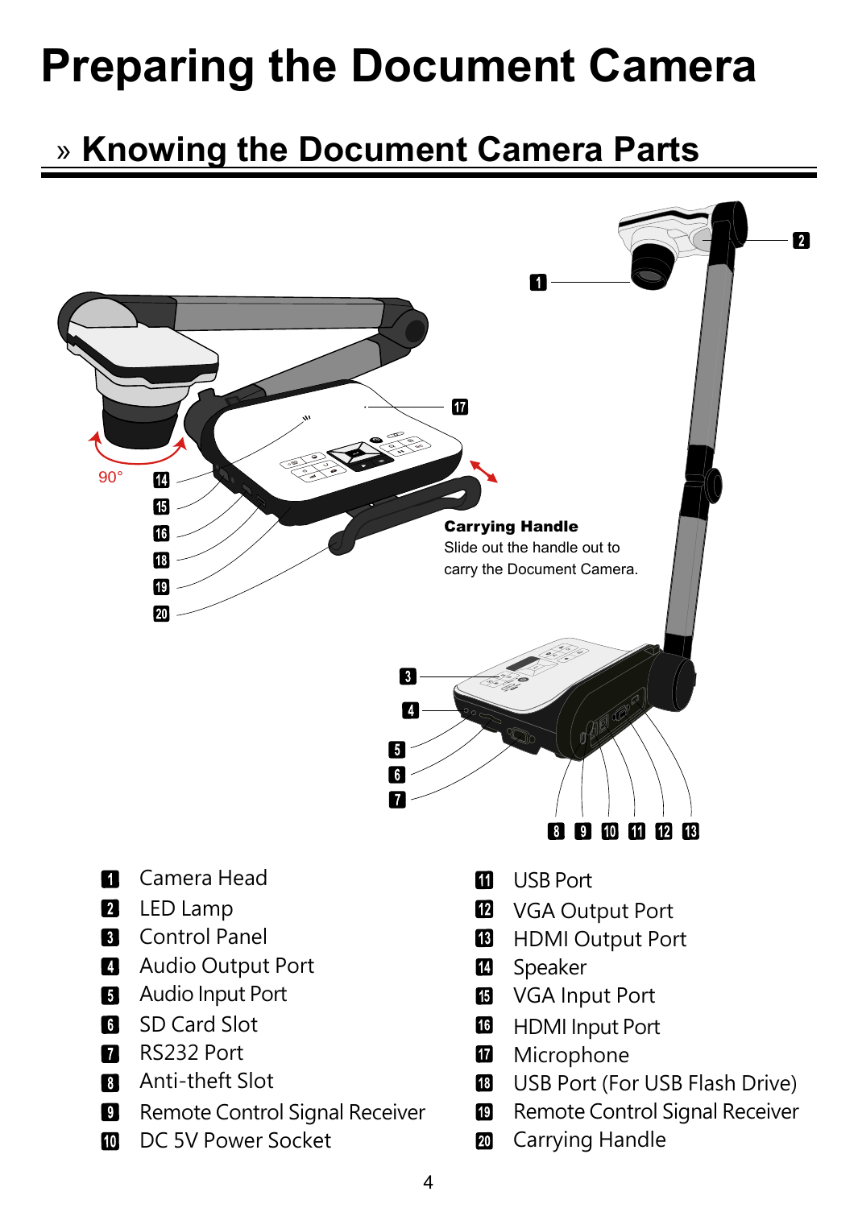# Preparing the Document Camera

## » Knowing the Document Camera Parts

**Carrying Handle**
Slide out the handle out to carry the Document Camera.

90°

1. Camera Head
2. LED Lamp
3. Control Panel
4. Audio Output Port
5. Audio Input Port
6. SD Card Slot
7. RS232 Port
8. Anti-theft Slot
9. Remote Control Signal Receiver
10. DC 5V Power Socket
11. USB Port
12. VGA Output Port
13. HDMI Output Port
14. Speaker
15. VGA Input Port
16. HDMI Input Port
17. Microphone
18. USB Port (For USB Flash Drive)
19. Remote Control Signal Receiver
20. Carrying Handle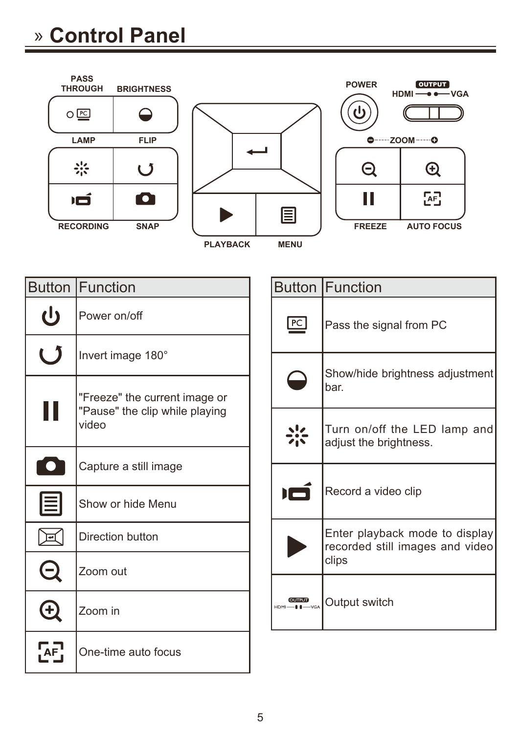# » Control Panel

PASS THROUGH　BRIGHTNESS　LAMP　FLIP　RECORDING　SNAP　PLAYBACK　MENU　POWER　OUTPUT HDMI VGA　ZOOM　FREEZE　AUTO FOCUS

| Button | Function |
| --- | --- |
| (Power icon) | Power on/off |
| (Flip icon) | Invert image 180° |
| (Freeze icon) | "Freeze" the current image or "Pause" the clip while playing video |
| (Camera icon) | Capture a still image |
| (Menu icon) | Show or hide Menu |
| (Direction icon) | Direction button |
| (Zoom out icon) | Zoom out |
| (Zoom in icon) | Zoom in |
| AF | One-time auto focus |

| Button | Function |
| --- | --- |
| PC | Pass the signal from PC |
| (Brightness icon) | Show/hide brightness adjustment bar. |
| (Lamp icon) | Turn on/off the LED lamp and adjust the brightness. |
| (Recording icon) | Record a video clip |
| (Playback icon) | Enter playback mode to display recorded still images and video clips |
| OUTPUT HDMI VGA | Output switch |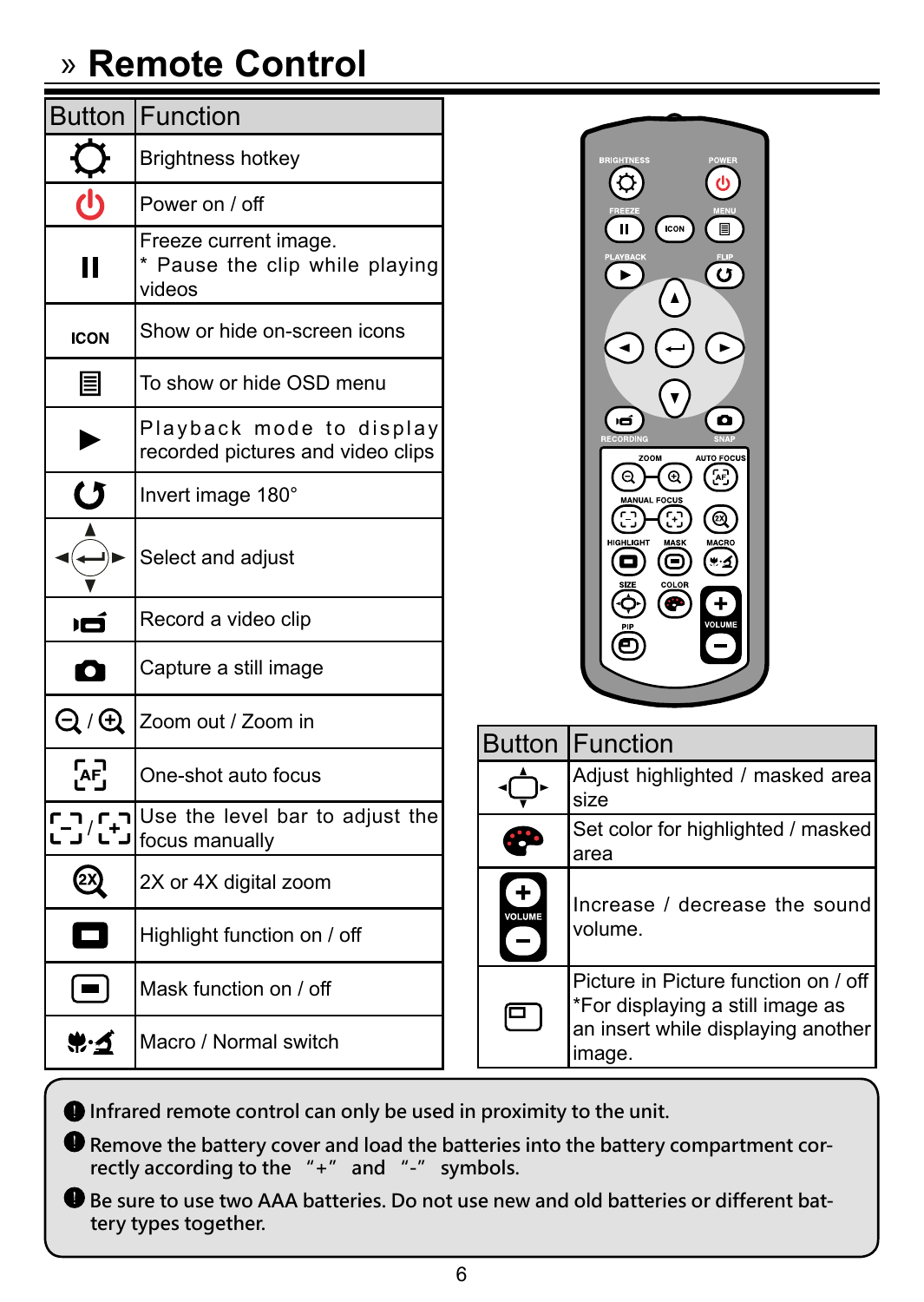# » Remote Control

| Button | Function |
| --- | --- |
| (Brightness icon) | Brightness hotkey |
| (Power icon) | Power on / off |
| II | Freeze current image. * Pause the clip while playing videos |
| ICON | Show or hide on-screen icons |
| (Menu icon) | To show or hide OSD menu |
| ▶ | Playback mode to display recorded pictures and video clips |
| (Flip icon) | Invert image 180° |
| (Arrow keys / Enter icon) | Select and adjust |
| (Recording icon) | Record a video clip |
| (Camera icon) | Capture a still image |
| (Zoom out) / (Zoom in) | Zoom out / Zoom in |
| AF | One-shot auto focus |
| (Manual focus icons) | Use the level bar to adjust the focus manually |
| 2X | 2X or 4X digital zoom |
| (Highlight icon) | Highlight function on / off |
| (Mask icon) | Mask function on / off |
| (Macro icon) | Macro / Normal switch |

| Button | Function |
| --- | --- |
| (Size icon) | Adjust highlighted / masked area size |
| (Color icon) | Set color for highlighted / masked area |
| + VOLUME − | Increase / decrease the sound volume. |
| (PIP icon) | Picture in Picture function on / off *For displaying a still image as an insert while displaying another image. |

- Infrared remote control can only be used in proximity to the unit.
- Remove the battery cover and load the batteries into the battery compartment correctly according to the "+" and "-" symbols.
- Be sure to use two AAA batteries. Do not use new and old batteries or different battery types together.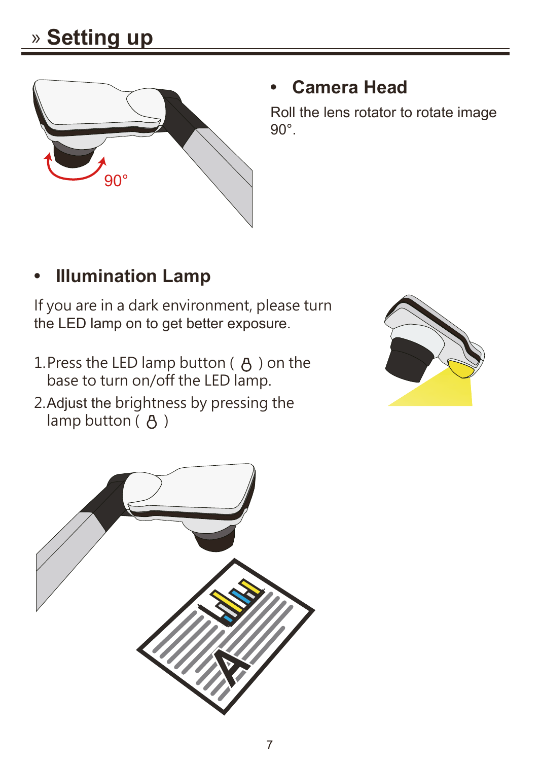## » Setting up

### • Camera Head

Roll the lens rotator to rotate image 90°.

### • Illumination Lamp

If you are in a dark environment, please turn the LED lamp on to get better exposure.

1. Press the LED lamp button ( 💡 ) on the base to turn on/off the LED lamp.
2. Adjust the brightness by pressing the lamp button ( 💡 )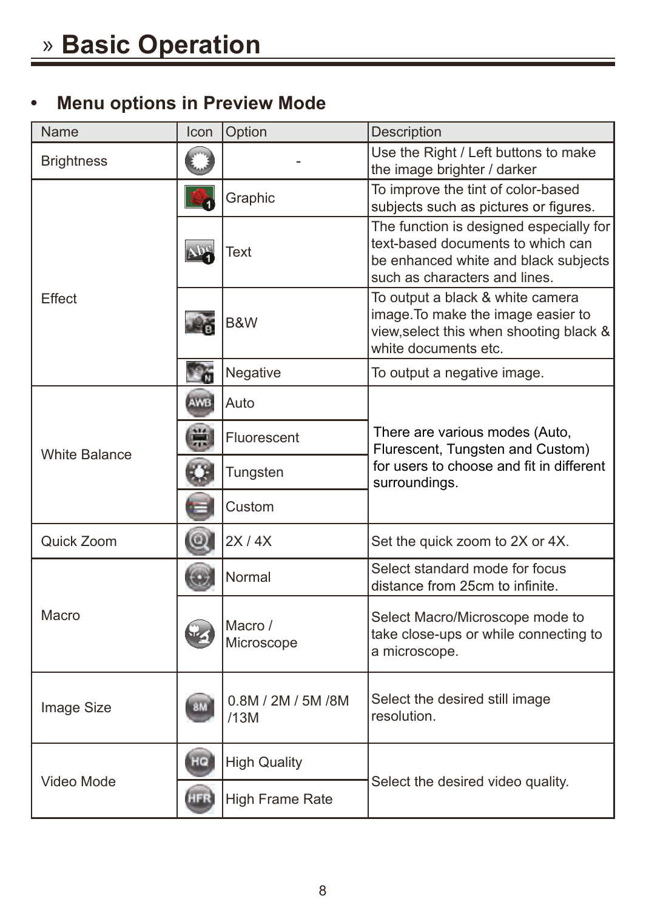# » Basic Operation

- **Menu options in Preview Mode**

| Name | Icon | Option | Description |
|---|---|---|---|
| Brightness | | - | Use the Right / Left buttons to make the image brighter / darker |
| Effect | | Graphic | To improve the tint of color-based subjects such as pictures or figures. |
| | | Text | The function is designed especially for text-based documents to which can be enhanced white and black subjects such as characters and lines. |
| | | B&W | To output a black & white camera image.To make the image easier to view,select this when shooting black & white documents etc. |
| | | Negative | To output a negative image. |
| White Balance | | Auto | There are various modes (Auto, Flurescent, Tungsten and Custom) for users to choose and fit in different surroundings. |
| | | Fluorescent | |
| | | Tungsten | |
| | | Custom | |
| Quick Zoom | | 2X / 4X | Set the quick zoom to 2X or 4X. |
| Macro | | Normal | Select standard mode for focus distance from 25cm to infinite. |
| | | Macro / Microscope | Select Macro/Microscope mode to take close-ups or while connecting to a microscope. |
| Image Size | | 0.8M / 2M / 5M /8M /13M | Select the desired still image resolution. |
| Video Mode | | High Quality | Select the desired video quality. |
| | | High Frame Rate | |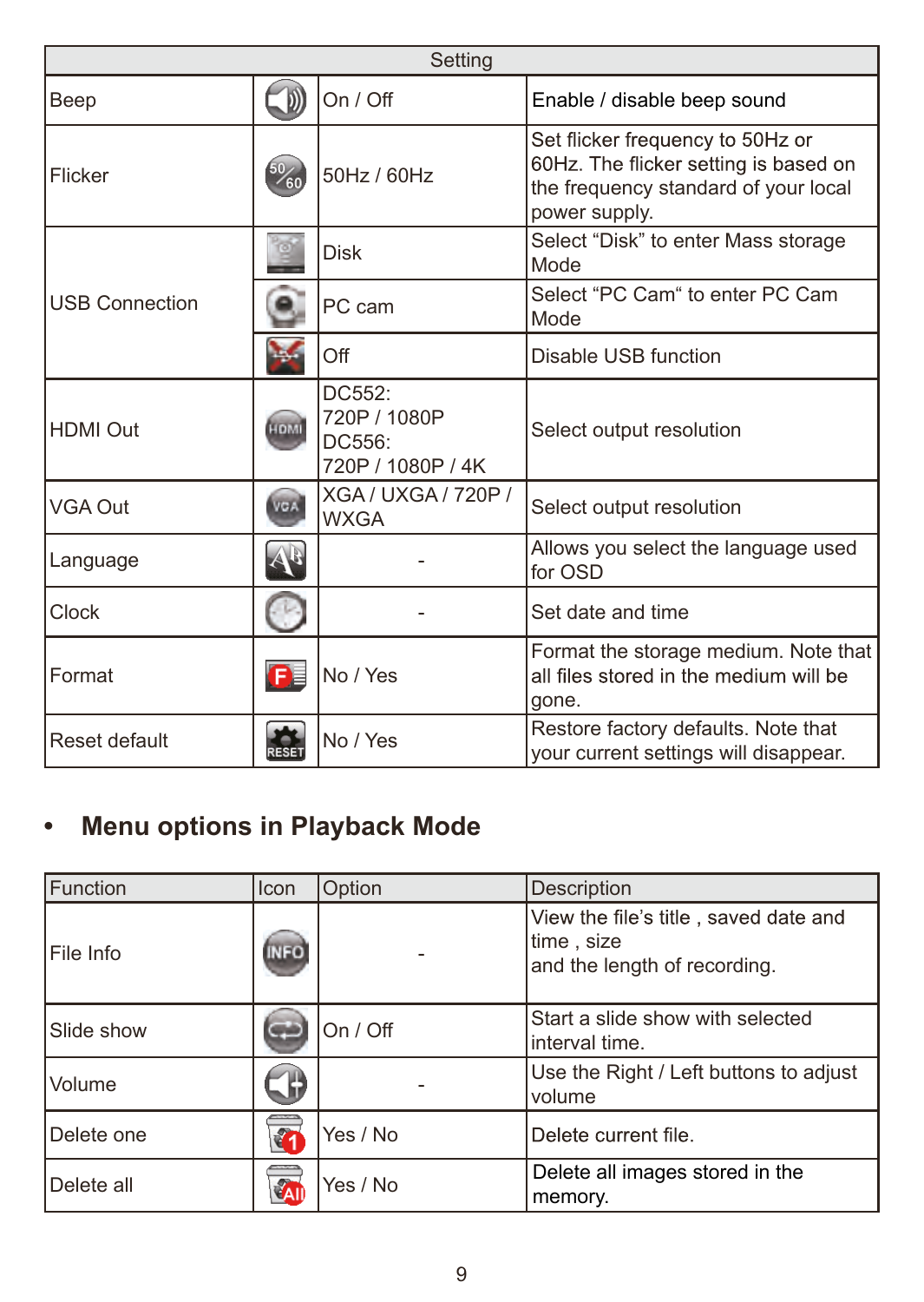| Setting | | | |
|---|---|---|---|
| Beep | | On / Off | Enable / disable beep sound |
| Flicker | | 50Hz / 60Hz | Set flicker frequency to 50Hz or 60Hz. The flicker setting is based on the frequency standard of your local power supply. |
| USB Connection | | Disk | Select “Disk” to enter Mass storage Mode |
| | | PC cam | Select “PC Cam“ to enter PC Cam Mode |
| | | Off | Disable USB function |
| HDMI Out | | DC552: 720P / 1080P DC556: 720P / 1080P / 4K | Select output resolution |
| VGA Out | | XGA / UXGA / 720P / WXGA | Select output resolution |
| Language | | - | Allows you select the language used for OSD |
| Clock | | - | Set date and time |
| Format | | No / Yes | Format the storage medium. Note that all files stored in the medium will be gone. |
| Reset default | | No / Yes | Restore factory defaults. Note that your current settings will disappear. |

- **Menu options in Playback Mode**

| Function | Icon | Option | Description |
|---|---|---|---|
| File Info | | - | View the file’s title , saved date and time , size and the length of recording. |
| Slide show | | On / Off | Start a slide show with selected interval time. |
| Volume | | - | Use the Right / Left buttons to adjust volume |
| Delete one | | Yes / No | Delete current file. |
| Delete all | | Yes / No | Delete all images stored in the memory. |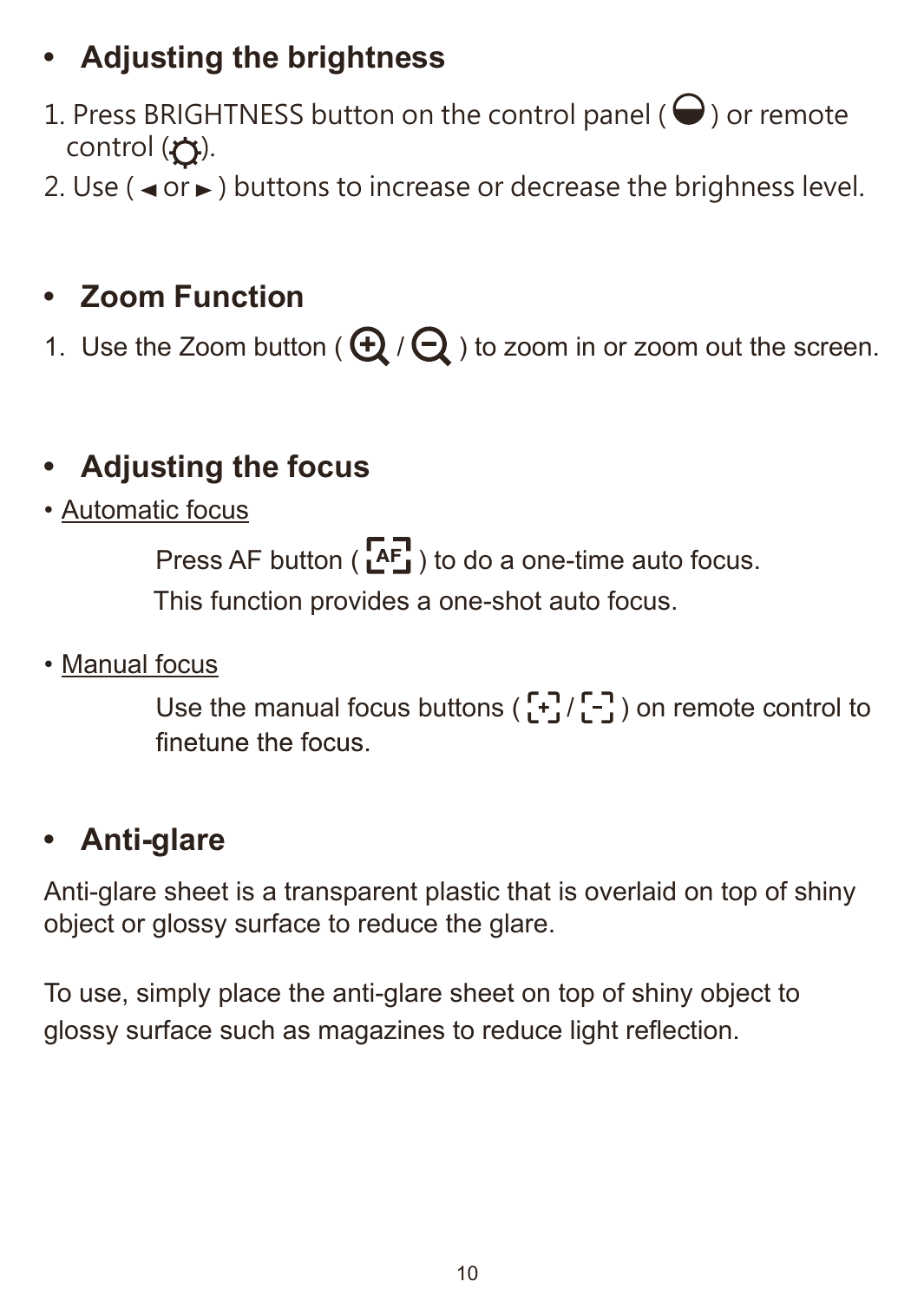## • Adjusting the brightness

1. Press BRIGHTNESS button on the control panel ( ) or remote control ( ).
2. Use ( ◄ or ► ) buttons to increase or decrease the brighness level.

## • Zoom Function

1. Use the Zoom button ( / ) to zoom in or zoom out the screen.

## • Adjusting the focus

• Automatic focus

Press AF button ( AF ) to do a one-time auto focus.
This function provides a one-shot auto focus.

• Manual focus

Use the manual focus buttons ( + / - ) on remote control to finetune the focus.

## • Anti-glare

Anti-glare sheet is a transparent plastic that is overlaid on top of shiny object or glossy surface to reduce the glare.

To use, simply place the anti-glare sheet on top of shiny object to glossy surface such as magazines to reduce light reflection.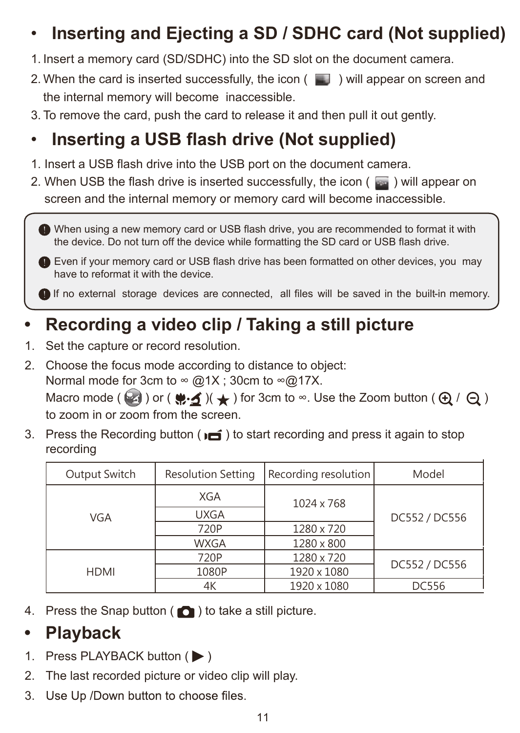## • Inserting and Ejecting a SD / SDHC card (Not supplied)

1. Insert a memory card (SD/SDHC) into the SD slot on the document camera.
2. When the card is inserted successfully, the icon ( ) will appear on screen and the internal memory will become inaccessible.
3. To remove the card, push the card to release it and then pull it out gently.

## • Inserting a USB flash drive (Not supplied)

1. Insert a USB flash drive into the USB port on the document camera.
2. When USB the flash drive is inserted successfully, the icon ( ) will appear on screen and the internal memory or memory card will become inaccessible.

> ! When using a new memory card or USB flash drive, you are recommended to format it with the device. Do not turn off the device while formatting the SD card or USB flash drive.
>
> ! Even if your memory card or USB flash drive has been formatted on other devices, you may have to reformat it with the device.
>
> ! If no external storage devices are connected, all files will be saved in the built-in memory.

## • Recording a video clip / Taking a still picture

1. Set the capture or record resolution.
2. Choose the focus mode according to distance to object:
   Normal mode for 3cm to ∞ @1X ; 30cm to ∞@17X.
   Macro mode ( ) or ( )( ) for 3cm to ∞. Use the Zoom button ( / ) to zoom in or zoom from the screen.
3. Press the Recording button ( ) to start recording and press it again to stop recording

| Output Switch | Resolution Setting | Recording resolution | Model |
|---|---|---|---|
| VGA | XGA | 1024 x 768 | DC552 / DC556 |
| | UXGA | | |
| | 720P | 1280 x 720 | |
| | WXGA | 1280 x 800 | |
| HDMI | 720P | 1280 x 720 | DC552 / DC556 |
| | 1080P | 1920 x 1080 | |
| | 4K | 1920 x 1080 | DC556 |

4. Press the Snap button ( ) to take a still picture.

## • Playback

1. Press PLAYBACK button ( ▶ )
2. The last recorded picture or video clip will play.
3. Use Up /Down button to choose files.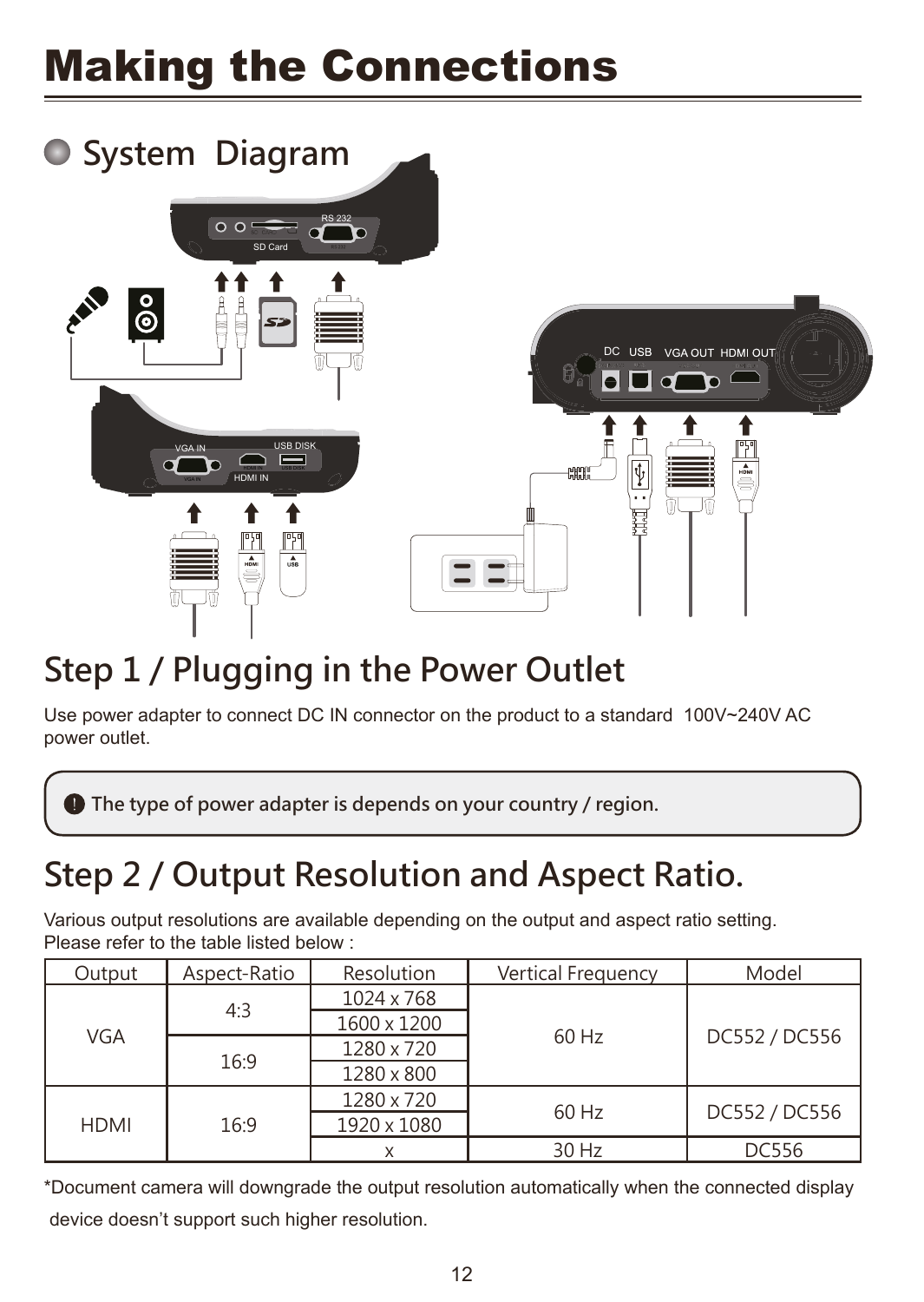# Making the Connections

## System Diagram

## Step 1 / Plugging in the Power Outlet

Use power adapter to connect DC IN connector on the product to a standard 100V~240V AC power outlet.

> ❗ The type of power adapter is depends on your country / region.

## Step 2 / Output Resolution and Aspect Ratio.

Various output resolutions are available depending on the output and aspect ratio setting. Please refer to the table listed below :

| Output | Aspect-Ratio | Resolution | Vertical Frequency | Model |
|---|---|---|---|---|
| VGA | 4:3 | 1024 x 768 | 60 Hz | DC552 / DC556 |
| | | 1600 x 1200 | | |
| | 16:9 | 1280 x 720 | | |
| | | 1280 x 800 | | |
| HDMI | 16:9 | 1280 x 720 | 60 Hz | DC552 / DC556 |
| | | 1920 x 1080 | | |
| | | x | 30 Hz | DC556 |

*Document camera will downgrade the output resolution automatically when the connected display device doesn’t support such higher resolution.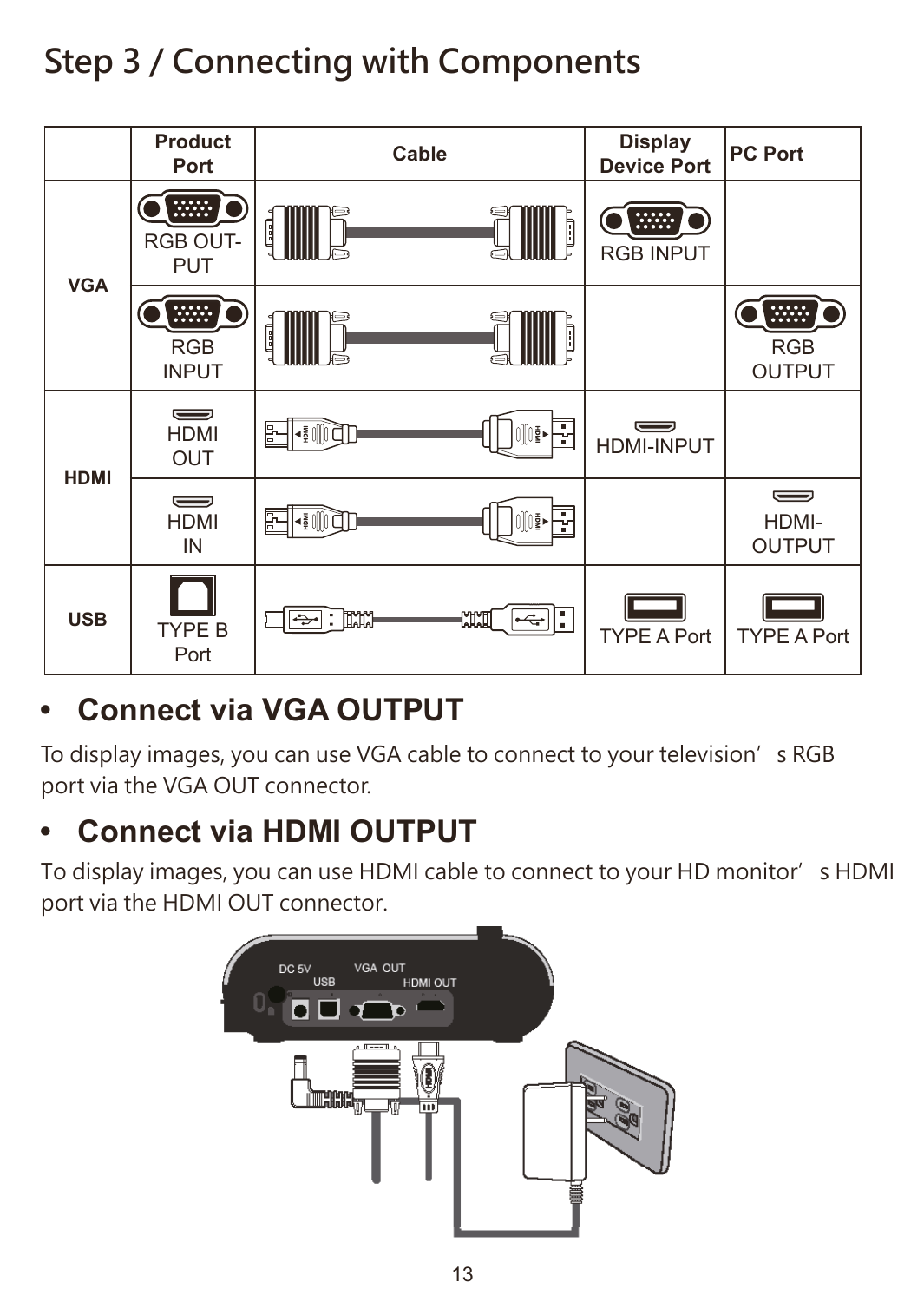# Step 3 / Connecting with Components

| | Product Port | Cable | Display Device Port | PC Port |
|---|---|---|---|---|
| VGA | RGB OUT-PUT | | RGB INPUT | |
| | RGB INPUT | | | RGB OUTPUT |
| HDMI | HDMI OUT | | HDMI-INPUT | |
| | HDMI IN | | | HDMI-OUTPUT |
| USB | TYPE B Port | | TYPE A Port | TYPE A Port |

- **Connect via VGA OUTPUT**

To display images, you can use VGA cable to connect to your television' s RGB port via the VGA OUT connector.

- **Connect via HDMI OUTPUT**

To display images, you can use HDMI cable to connect to your HD monitor' s HDMI port via the HDMI OUT connector.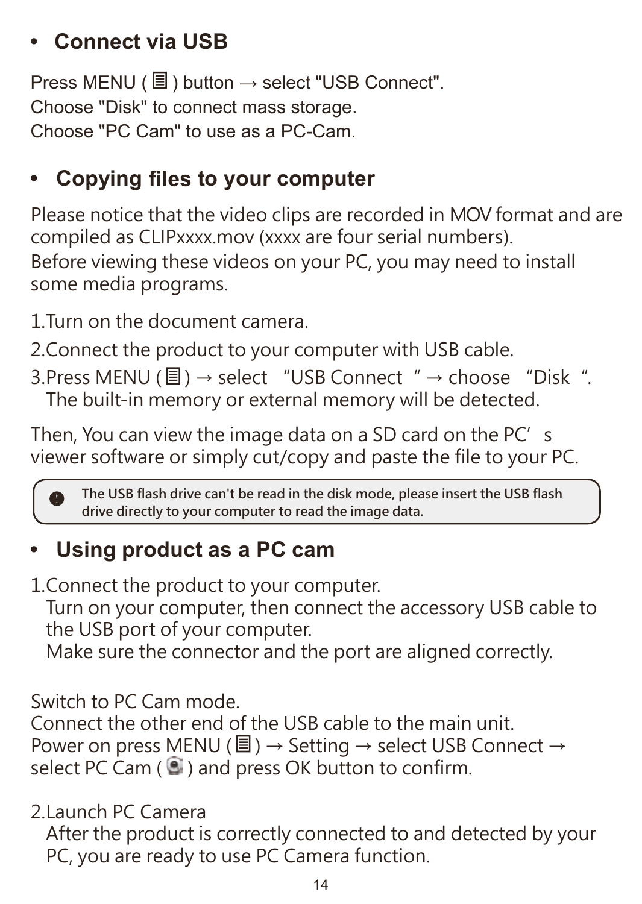- **Connect via USB**

Press MENU ( ☰ ) button → select "USB Connect".
Choose "Disk" to connect mass storage.
Choose "PC Cam" to use as a PC-Cam.

- **Copying files to your computer**

Please notice that the video clips are recorded in MOV format and are compiled as CLIPxxxx.mov (xxxx are four serial numbers).
Before viewing these videos on your PC, you may need to install some media programs.

1.Turn on the document camera.

2.Connect the product to your computer with USB cable.

3.Press MENU ( ☰ ) → select "USB Connect" → choose "Disk".
The built-in memory or external memory will be detected.

Then, You can view the image data on a SD card on the PC's viewer software or simply cut/copy and paste the file to your PC.

> ! The USB flash drive can't be read in the disk mode, please insert the USB flash drive directly to your computer to read the image data.

- **Using product as a PC cam**

1.Connect the product to your computer.
Turn on your computer, then connect the accessory USB cable to the USB port of your computer.
Make sure the connector and the port are aligned correctly.

Switch to PC Cam mode.
Connect the other end of the USB cable to the main unit.
Power on press MENU ( ☰ ) → Setting → select USB Connect → select PC Cam ( ) and press OK button to confirm.

2.Launch PC Camera
After the product is correctly connected to and detected by your PC, you are ready to use PC Camera function.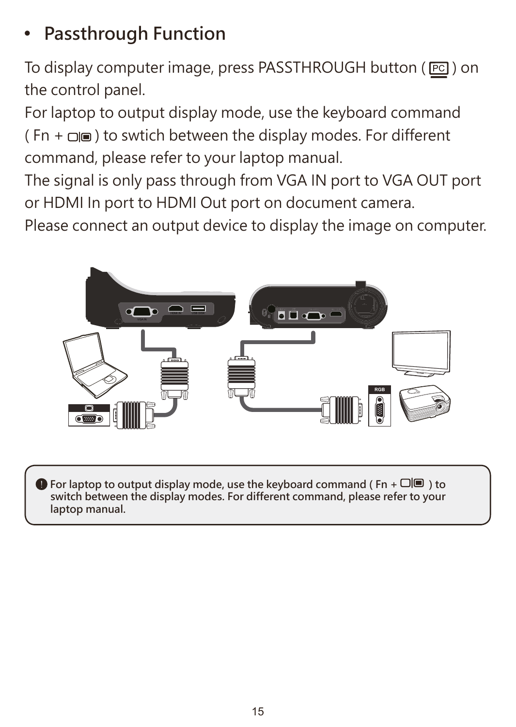## Passthrough Function

To display computer image, press PASSTHROUGH button ( PC ) on the control panel.

For laptop to output display mode, use the keyboard command ( Fn + ▢|▣ ) to swtich between the display modes. For different command, please refer to your laptop manual.

The signal is only pass through from VGA IN port to VGA OUT port or HDMI In port to HDMI Out port on document camera.

Please connect an output device to display the image on computer.

! For laptop to output display mode, use the keyboard command ( Fn + ▢|▣ ) to switch between the display modes. For different command, please refer to your laptop manual.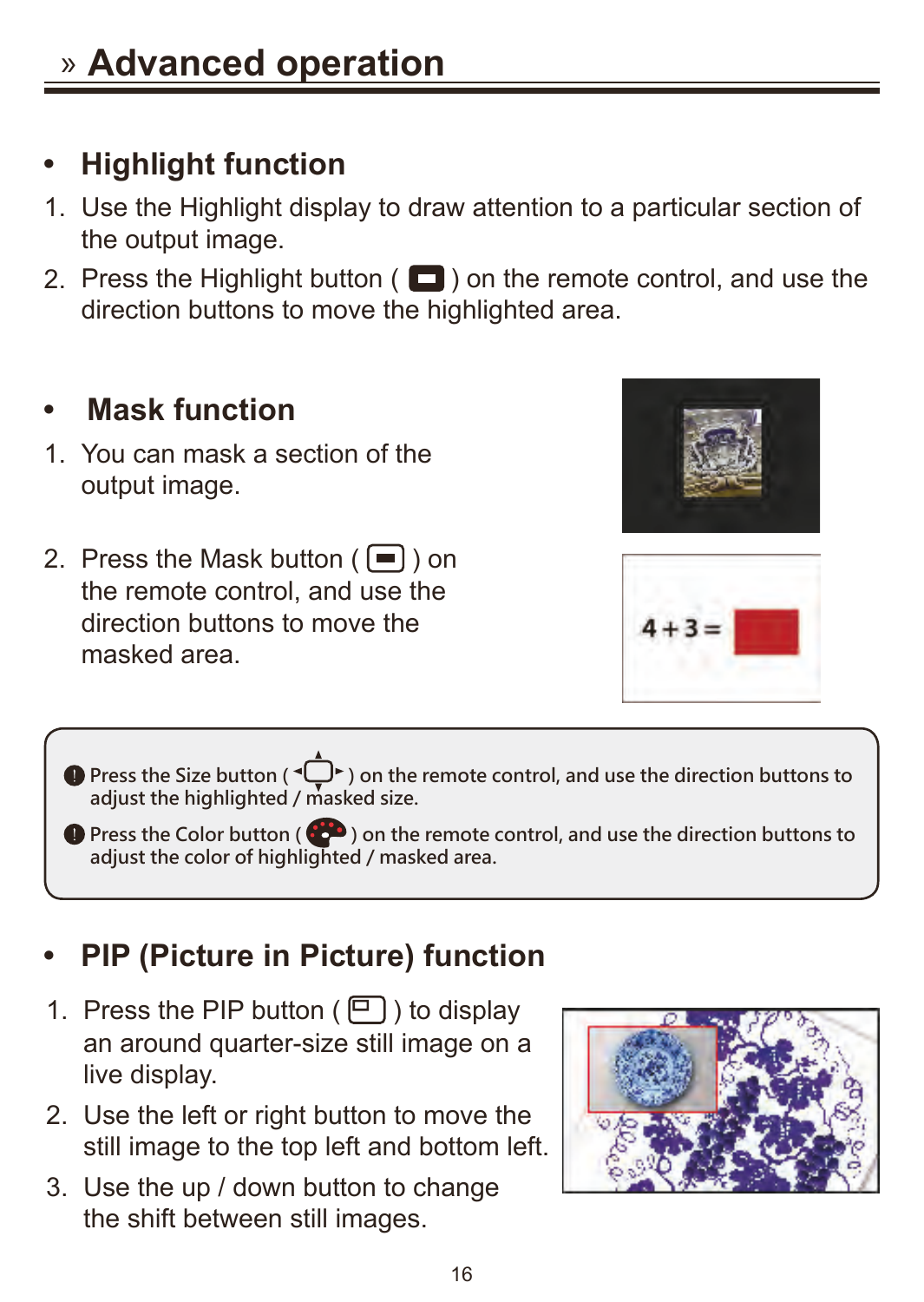# » Advanced operation

## • Highlight function

1. Use the Highlight display to draw attention to a particular section of the output image.
2. Press the Highlight button ( ) on the remote control, and use the direction buttons to move the highlighted area.

## • Mask function

1. You can mask a section of the output image.
2. Press the Mask button ( ) on the remote control, and use the direction buttons to move the masked area.

> Press the Size button ( ) on the remote control, and use the direction buttons to adjust the highlighted / masked size.
>
> Press the Color button ( ) on the remote control, and use the direction buttons to adjust the color of highlighted / masked area.

## • PIP (Picture in Picture) function

1. Press the PIP button ( ) to display an around quarter-size still image on a live display.
2. Use the left or right button to move the still image to the top left and bottom left.
3. Use the up / down button to change the shift between still images.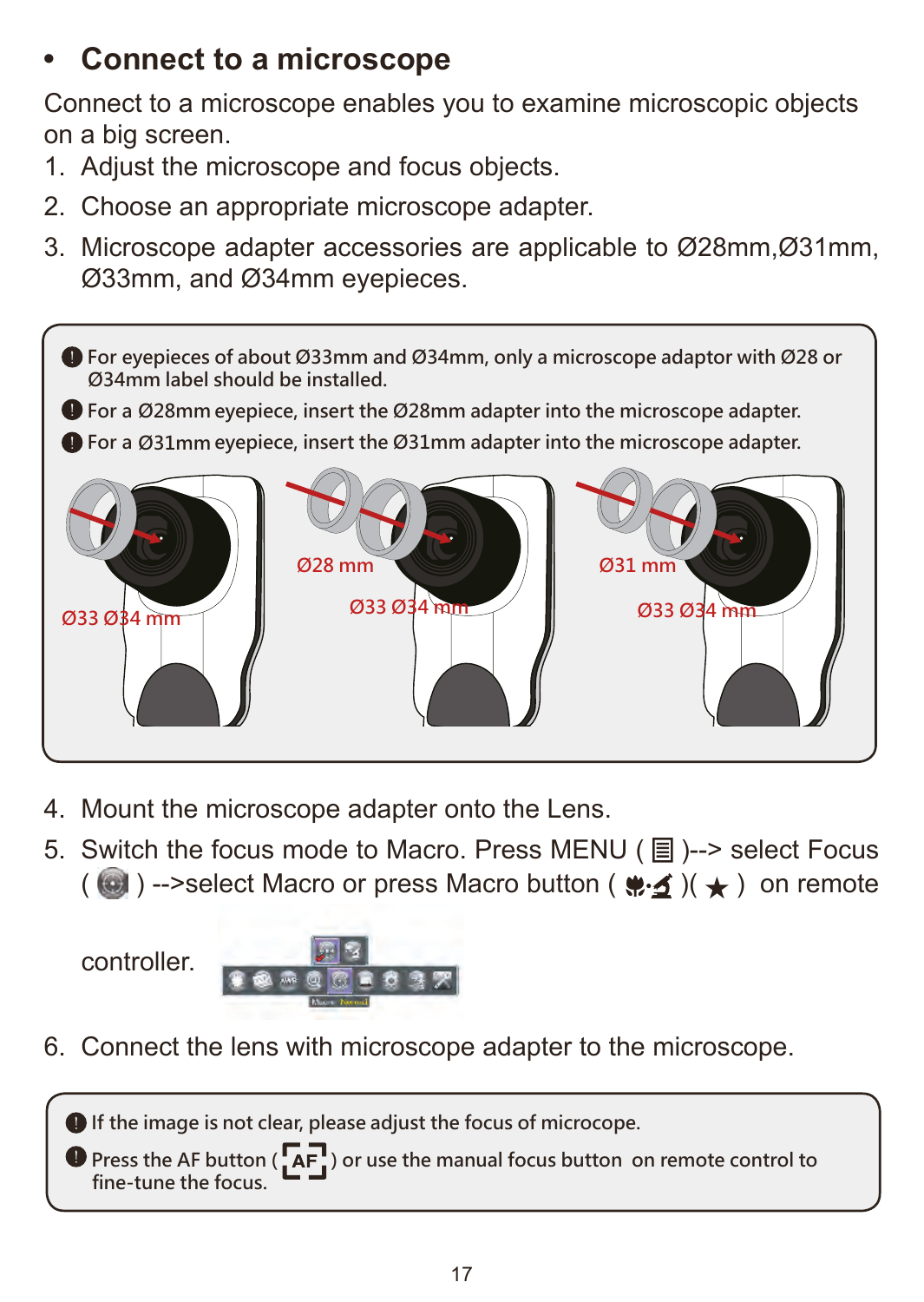- **Connect to a microscope**

Connect to a microscope enables you to examine microscopic objects on a big screen.

1. Adjust the microscope and focus objects.
2. Choose an appropriate microscope adapter.
3. Microscope adapter accessories are applicable to Ø28mm,Ø31mm, Ø33mm, and Ø34mm eyepieces.

> ❗ For eyepieces of about Ø33mm and Ø34mm, only a microscope adaptor with Ø28 or Ø34mm label should be installed.
>
> ❗ For a Ø28mm eyepiece, insert the Ø28mm adapter into the microscope adapter.
>
> ❗ For a Ø31mm eyepiece, insert the Ø31mm adapter into the microscope adapter.
>
> Ø33 Ø34 mm　　Ø28 mm / Ø33 Ø34 mm　　Ø31 mm / Ø33 Ø34 mm

4. Mount the microscope adapter onto the Lens.
5. Switch the focus mode to Macro. Press MENU ( ▤ )--> select Focus ( ◎ ) -->select Macro or press Macro button ( ✿·⚗ )( ★ ) on remote controller.
6. Connect the lens with microscope adapter to the microscope.

> ❗ If the image is not clear, please adjust the focus of microcope.
>
> ❗ Press the AF button ( AF ) or use the manual focus button on remote control to fine-tune the focus.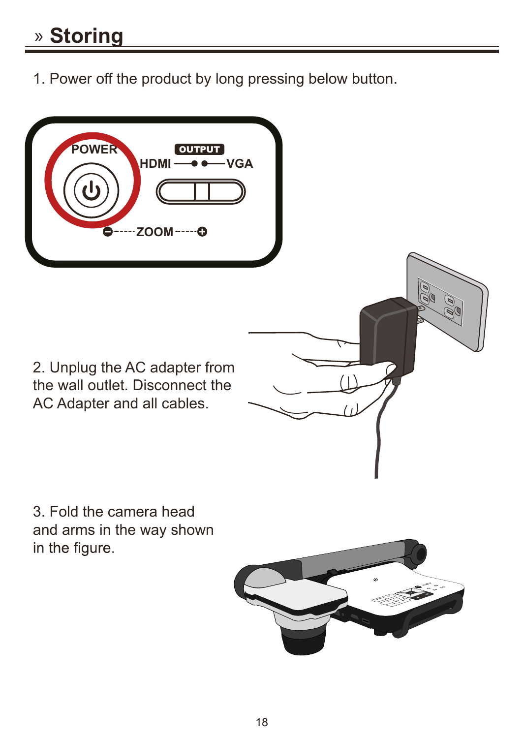## » Storing

1. Power off the product by long pressing below button.

2. Unplug the AC adapter from the wall outlet. Disconnect the AC Adapter and all cables.

3. Fold the camera head and arms in the way shown in the figure.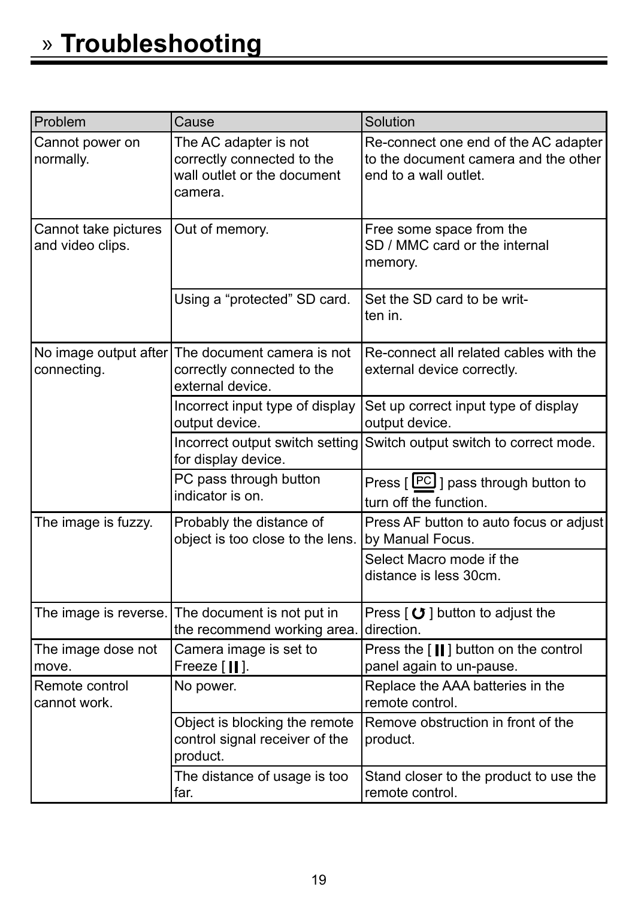# » Troubleshooting

| Problem | Cause | Solution |
|---|---|---|
| Cannot power on normally. | The AC adapter is not correctly connected to the wall outlet or the document camera. | Re-connect one end of the AC adapter to the document camera and the other end to a wall outlet. |
| Cannot take pictures and video clips. | Out of memory. | Free some space from the SD / MMC card or the internal memory. |
| | Using a “protected” SD card. | Set the SD card to be writ-ten in. |
| No image output after connecting. | The document camera is not correctly connected to the external device. | Re-connect all related cables with the external device correctly. |
| | Incorrect input type of display output device. | Set up correct input type of display output device. |
| | Incorrect output switch setting for display device. | Switch output switch to correct mode. |
| | PC pass through button indicator is on. | Press [ PC ] pass through button to turn off the function. |
| The image is fuzzy. | Probably the distance of object is too close to the lens. | Press AF button to auto focus or adjust by Manual Focus. |
| | | Select Macro mode if the distance is less 30cm. |
| The image is reverse. | The document is not put in the recommend working area. | Press [ ↻ ] button to adjust the direction. |
| The image dose not move. | Camera image is set to Freeze [ ‖ ]. | Press the [ ‖ ] button on the control panel again to un-pause. |
| Remote control cannot work. | No power. | Replace the AAA batteries in the remote control. |
| | Object is blocking the remote control signal receiver of the product. | Remove obstruction in front of the product. |
| | The distance of usage is too far. | Stand closer to the product to use the remote control. |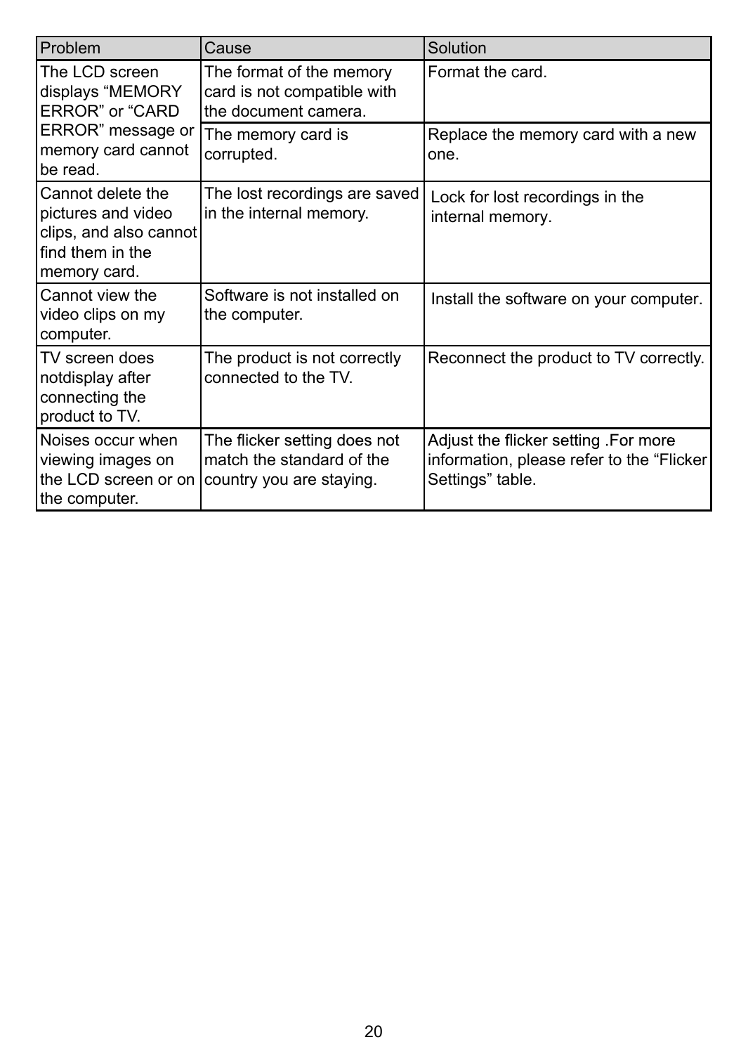| Problem | Cause | Solution |
| --- | --- | --- |
| The LCD screen displays “MEMORY ERROR” or “CARD ERROR” message or memory card cannot be read. | The format of the memory card is not compatible with the document camera. | Format the card. |
| | The memory card is corrupted. | Replace the memory card with a new one. |
| Cannot delete the pictures and video clips, and also cannot find them in the memory card. | The lost recordings are saved in the internal memory. | Lock for lost recordings in the internal memory. |
| Cannot view the video clips on my computer. | Software is not installed on the computer. | Install the software on your computer. |
| TV screen does notdisplay after connecting the product to TV. | The product is not correctly connected to the TV. | Reconnect the product to TV correctly. |
| Noises occur when viewing images on the LCD screen or on the computer. | The flicker setting does not match the standard of the country you are staying. | Adjust the flicker setting .For more information, please refer to the “Flicker Settings” table. |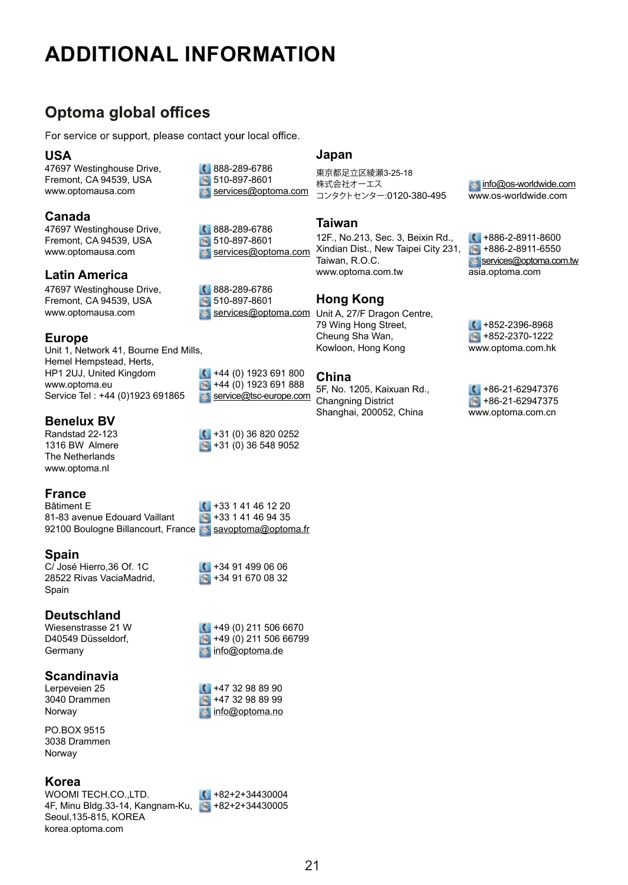# ADDITIONAL INFORMATION

## Optoma global offices

For service or support, please contact your local office.

### USA

47697 Westinghouse Drive,
Fremont, CA 94539, USA
www.optomausa.com

888-289-6786
510-897-8601
services@optoma.com

### Canada

47697 Westinghouse Drive,
Fremont, CA 94539, USA
www.optomausa.com

888-289-6786
510-897-8601
services@optoma.com

### Latin America

47697 Westinghouse Drive,
Fremont, CA 94539, USA
www.optomausa.com

888-289-6786
510-897-8601
services@optoma.com

### Europe

Unit 1, Network 41, Bourne End Mills,
Hemel Hempstead, Herts,
HP1 2UJ, United Kingdom
www.optoma.eu
Service Tel : +44 (0)1923 691865

+44 (0) 1923 691 800
+44 (0) 1923 691 888
service@tsc-europe.com

### Benelux BV

Randstad 22-123
1316 BW Almere
The Netherlands
www.optoma.nl

+31 (0) 36 820 0252
+31 (0) 36 548 9052

### France

Bâtiment E
81-83 avenue Edouard Vaillant
92100 Boulogne Billancourt, France

+33 1 41 46 12 20
+33 1 41 46 94 35
savoptoma@optoma.fr

### Spain

C/ José Hierro,36 Of. 1C
28522 Rivas VaciaMadrid,
Spain

+34 91 499 06 06
+34 91 670 08 32

### Deutschland

Wiesenstrasse 21 W
D40549 Düsseldorf,
Germany

+49 (0) 211 506 6670
+49 (0) 211 506 66799
info@optoma.de

### Scandinavia

Lerpeveien 25
3040 Drammen
Norway

PO.BOX 9515
3038 Drammen
Norway

+47 32 98 89 90
+47 32 98 89 99
info@optoma.no

### Korea

WOOMI TECH.CO.,LTD.
4F, Minu Bldg.33-14, Kangnam-Ku,
Seoul,135-815, KOREA
korea.optoma.com

+82+2+34430004
+82+2+34430005

### Japan

東京都足立区綾瀬3-25-18
株式会社オーエス
コンタクトセンター:0120-380-495

info@os-worldwide.com
www.os-worldwide.com

### Taiwan

12F., No.213, Sec. 3, Beixin Rd.,
Xindian Dist., New Taipei City 231,
Taiwan, R.O.C.
www.optoma.com.tw

+886-2-8911-8600
+886-2-8911-6550
services@optoma.com.tw
asia.optoma.com

### Hong Kong

Unit A, 27/F Dragon Centre,
79 Wing Hong Street,
Cheung Sha Wan,
Kowloon, Hong Kong

+852-2396-8968
+852-2370-1222
www.optoma.com.hk

### China

5F, No. 1205, Kaixuan Rd.,
Changning District
Shanghai, 200052, China

+86-21-62947376
+86-21-62947375
www.optoma.com.cn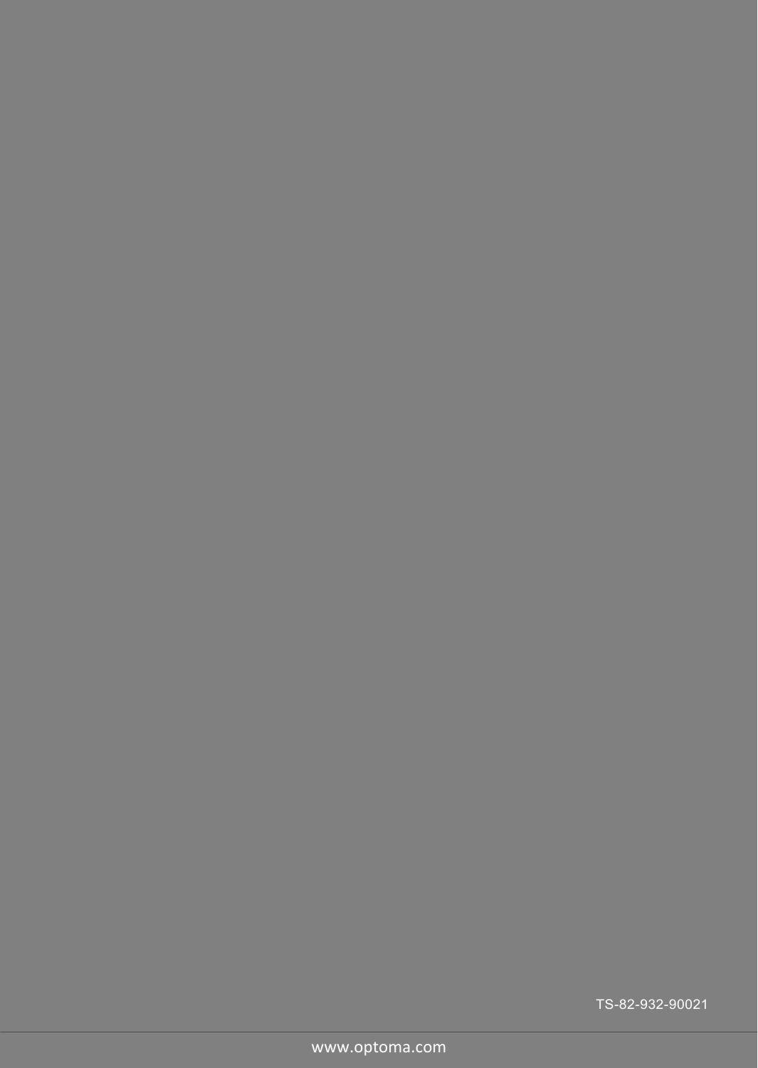TS-82-932-90021

www.optoma.com